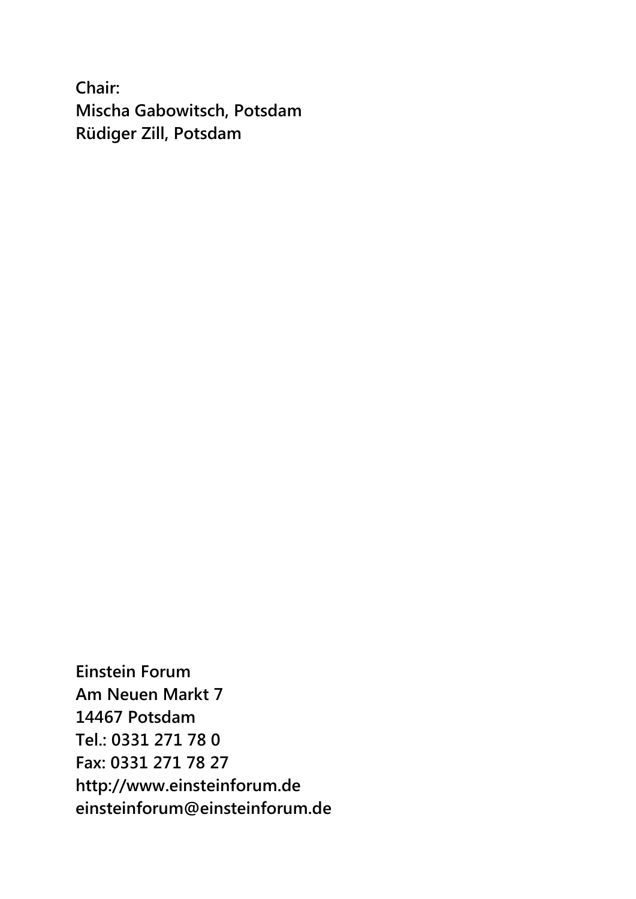**Chair:**
**Mischa Gabowitsch, Potsdam**
**Rüdiger Zill, Potsdam**

**Einstein Forum**
**Am Neuen Markt 7**
**14467 Potsdam**
**Tel.: 0331 271 78 0**
**Fax: 0331 271 78 27**
**http://www.einsteinforum.de**
**einsteinforum@einsteinforum.de**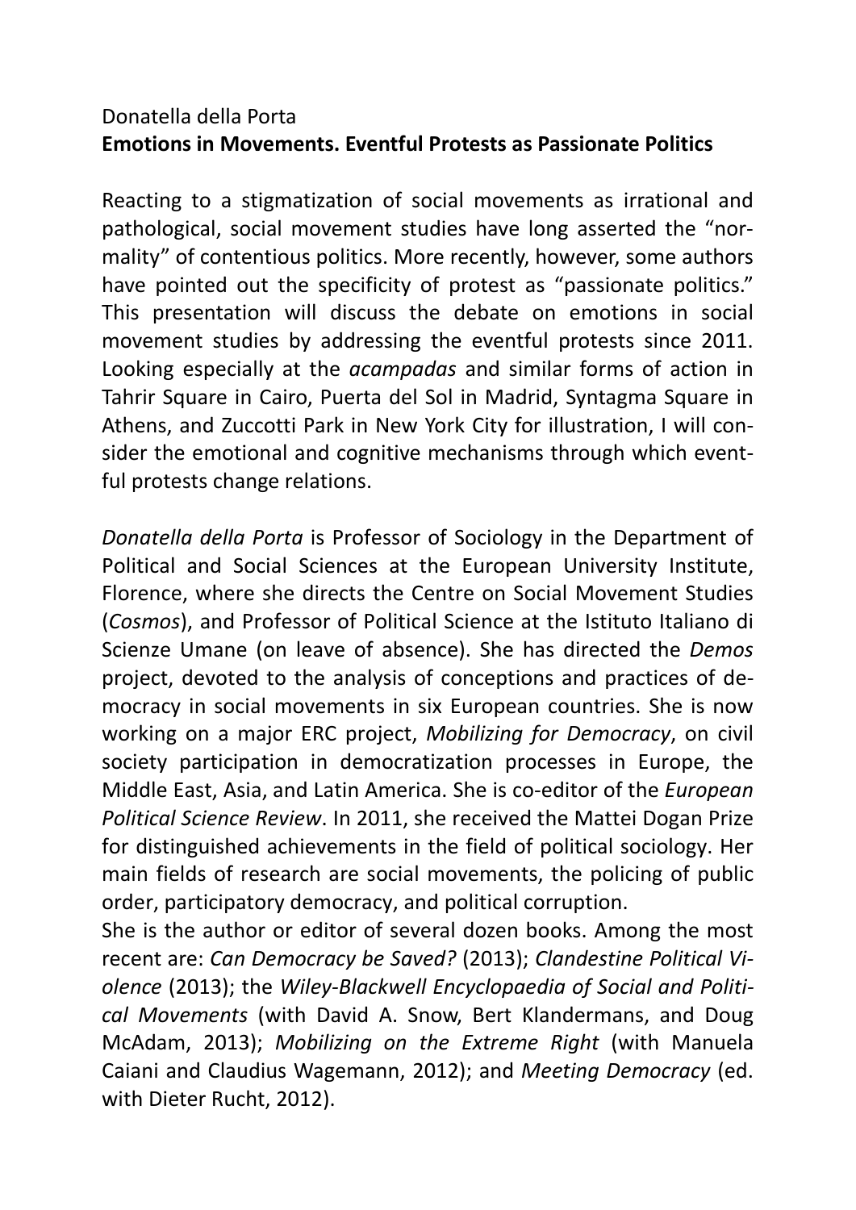Donatella della Porta

**Emotions in Movements. Eventful Protests as Passionate Politics**

Reacting to a stigmatization of social movements as irrational and pathological, social movement studies have long asserted the "normality" of contentious politics. More recently, however, some authors have pointed out the specificity of protest as "passionate politics." This presentation will discuss the debate on emotions in social movement studies by addressing the eventful protests since 2011. Looking especially at the *acampadas* and similar forms of action in Tahrir Square in Cairo, Puerta del Sol in Madrid, Syntagma Square in Athens, and Zuccotti Park in New York City for illustration, I will consider the emotional and cognitive mechanisms through which eventful protests change relations.

*Donatella della Porta* is Professor of Sociology in the Department of Political and Social Sciences at the European University Institute, Florence, where she directs the Centre on Social Movement Studies (*Cosmos*), and Professor of Political Science at the Istituto Italiano di Scienze Umane (on leave of absence). She has directed the *Demos* project, devoted to the analysis of conceptions and practices of democracy in social movements in six European countries. She is now working on a major ERC project, *Mobilizing for Democracy*, on civil society participation in democratization processes in Europe, the Middle East, Asia, and Latin America. She is co-editor of the *European Political Science Review*. In 2011, she received the Mattei Dogan Prize for distinguished achievements in the field of political sociology. Her main fields of research are social movements, the policing of public order, participatory democracy, and political corruption.

She is the author or editor of several dozen books. Among the most recent are: *Can Democracy be Saved?* (2013); *Clandestine Political Violence* (2013); the *Wiley-Blackwell Encyclopaedia of Social and Political Movements* (with David A. Snow, Bert Klandermans, and Doug McAdam, 2013); *Mobilizing on the Extreme Right* (with Manuela Caiani and Claudius Wagemann, 2012); and *Meeting Democracy* (ed. with Dieter Rucht, 2012).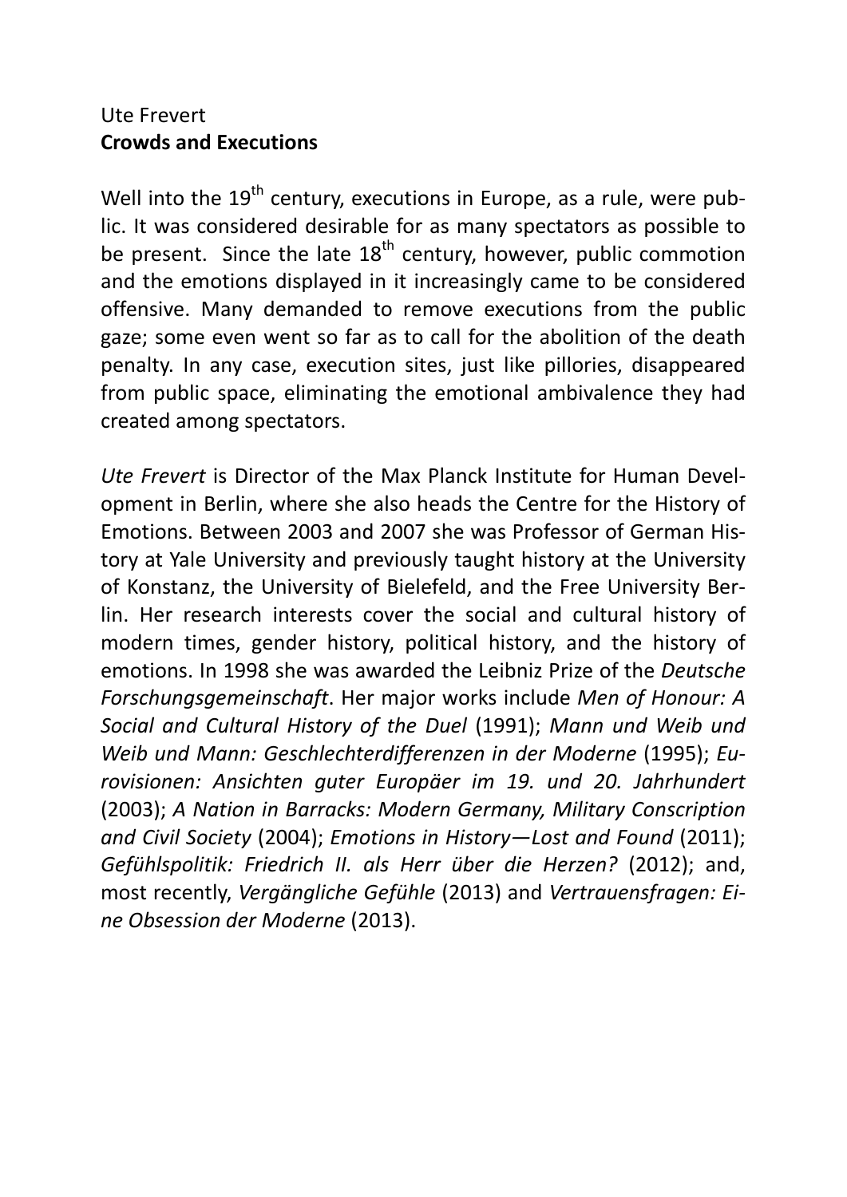Ute Frevert
**Crowds and Executions**

Well into the 19th century, executions in Europe, as a rule, were public. It was considered desirable for as many spectators as possible to be present. Since the late 18th century, however, public commotion and the emotions displayed in it increasingly came to be considered offensive. Many demanded to remove executions from the public gaze; some even went so far as to call for the abolition of the death penalty. In any case, execution sites, just like pillories, disappeared from public space, eliminating the emotional ambivalence they had created among spectators.

*Ute Frevert* is Director of the Max Planck Institute for Human Development in Berlin, where she also heads the Centre for the History of Emotions. Between 2003 and 2007 she was Professor of German History at Yale University and previously taught history at the University of Konstanz, the University of Bielefeld, and the Free University Berlin. Her research interests cover the social and cultural history of modern times, gender history, political history, and the history of emotions. In 1998 she was awarded the Leibniz Prize of the *Deutsche Forschungsgemeinschaft*. Her major works include *Men of Honour: A Social and Cultural History of the Duel* (1991); *Mann und Weib und Weib und Mann: Geschlechterdifferenzen in der Moderne* (1995); *Eurovisionen: Ansichten guter Europäer im 19. und 20. Jahrhundert* (2003); *A Nation in Barracks: Modern Germany, Military Conscription and Civil Society* (2004); *Emotions in History—Lost and Found* (2011); *Gefühlspolitik: Friedrich II. als Herr über die Herzen?* (2012); and, most recently, *Vergängliche Gefühle* (2013) and *Vertrauensfragen: Eine Obsession der Moderne* (2013).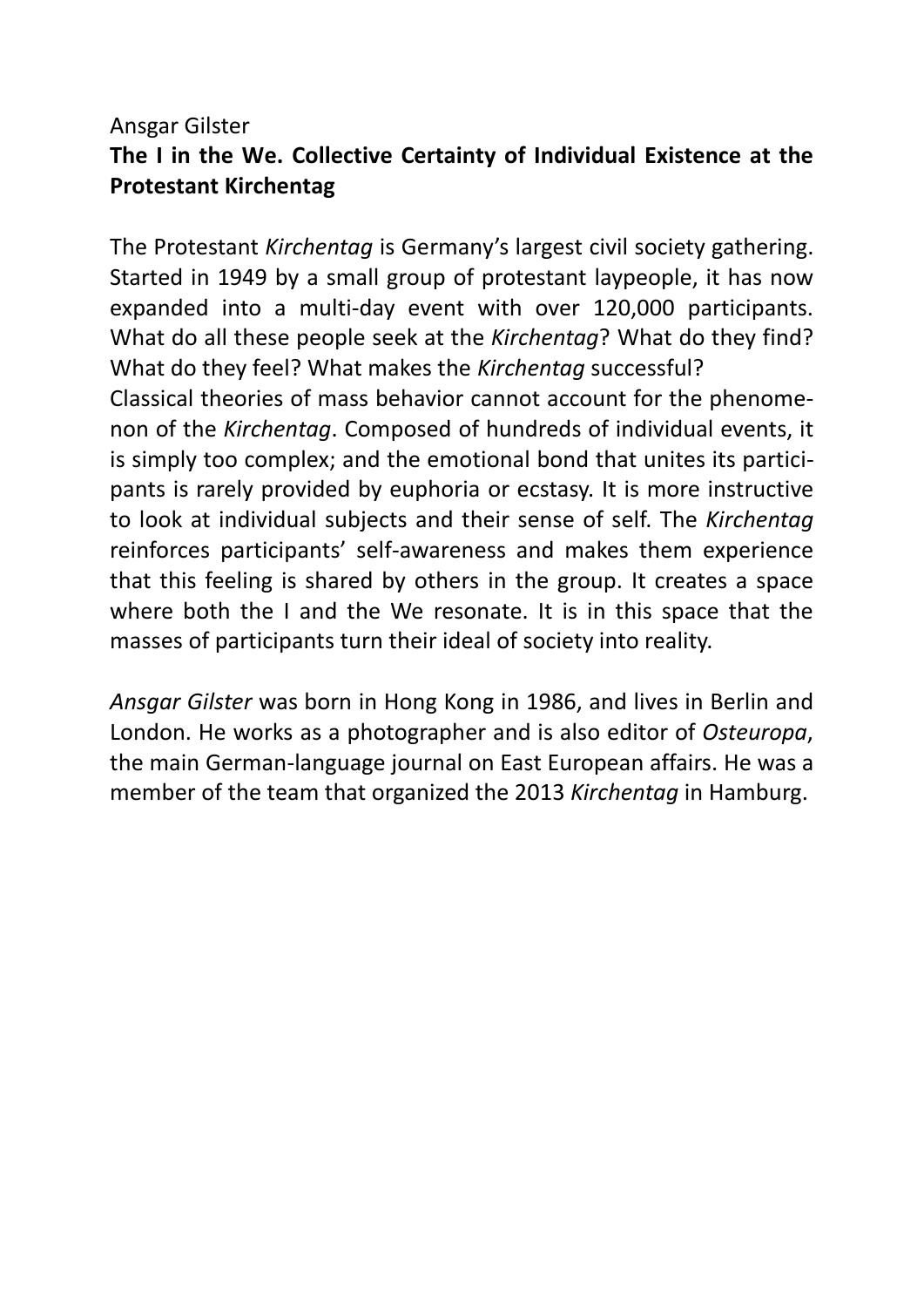Ansgar Gilster

**The I in the We. Collective Certainty of Individual Existence at the Protestant Kirchentag**

The Protestant *Kirchentag* is Germany's largest civil society gathering. Started in 1949 by a small group of protestant laypeople, it has now expanded into a multi-day event with over 120,000 participants. What do all these people seek at the *Kirchentag*? What do they find? What do they feel? What makes the *Kirchentag* successful?
Classical theories of mass behavior cannot account for the phenomenon of the *Kirchentag*. Composed of hundreds of individual events, it is simply too complex; and the emotional bond that unites its participants is rarely provided by euphoria or ecstasy. It is more instructive to look at individual subjects and their sense of self. The *Kirchentag* reinforces participants' self-awareness and makes them experience that this feeling is shared by others in the group. It creates a space where both the I and the We resonate. It is in this space that the masses of participants turn their ideal of society into reality.

*Ansgar Gilster* was born in Hong Kong in 1986, and lives in Berlin and London. He works as a photographer and is also editor of *Osteuropa*, the main German-language journal on East European affairs. He was a member of the team that organized the 2013 *Kirchentag* in Hamburg.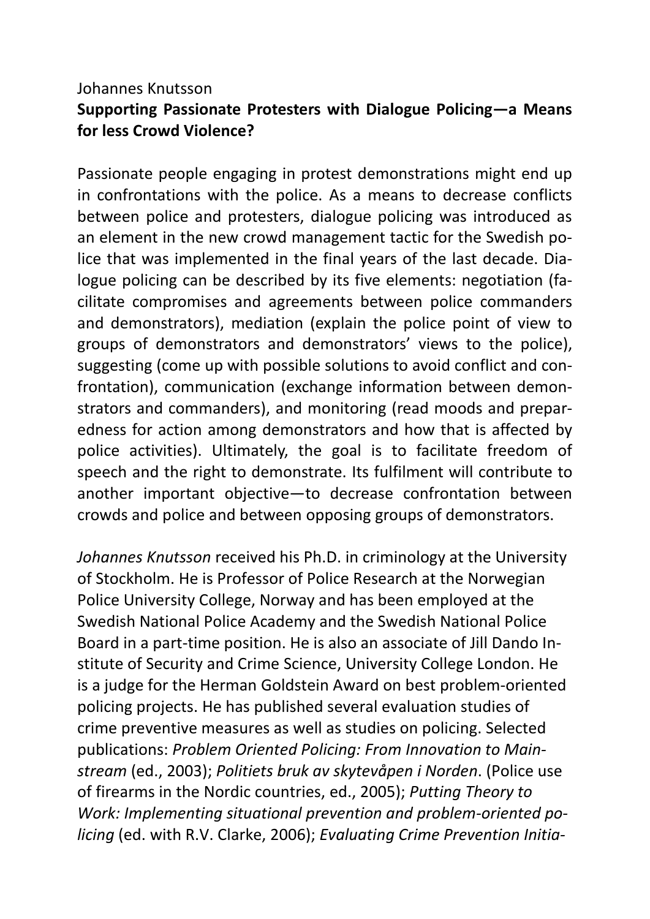Johannes Knutsson

**Supporting Passionate Protesters with Dialogue Policing—a Means for less Crowd Violence?**

Passionate people engaging in protest demonstrations might end up in confrontations with the police. As a means to decrease conflicts between police and protesters, dialogue policing was introduced as an element in the new crowd management tactic for the Swedish police that was implemented in the final years of the last decade. Dialogue policing can be described by its five elements: negotiation (facilitate compromises and agreements between police commanders and demonstrators), mediation (explain the police point of view to groups of demonstrators and demonstrators' views to the police), suggesting (come up with possible solutions to avoid conflict and confrontation), communication (exchange information between demonstrators and commanders), and monitoring (read moods and preparedness for action among demonstrators and how that is affected by police activities). Ultimately, the goal is to facilitate freedom of speech and the right to demonstrate. Its fulfilment will contribute to another important objective—to decrease confrontation between crowds and police and between opposing groups of demonstrators.

*Johannes Knutsson* received his Ph.D. in criminology at the University of Stockholm. He is Professor of Police Research at the Norwegian Police University College, Norway and has been employed at the Swedish National Police Academy and the Swedish National Police Board in a part-time position. He is also an associate of Jill Dando Institute of Security and Crime Science, University College London. He is a judge for the Herman Goldstein Award on best problem-oriented policing projects. He has published several evaluation studies of crime preventive measures as well as studies on policing. Selected publications: *Problem Oriented Policing: From Innovation to Mainstream* (ed., 2003); *Politiets bruk av skytevåpen i Norden*. (Police use of firearms in the Nordic countries, ed., 2005); *Putting Theory to Work: Implementing situational prevention and problem-oriented policing* (ed. with R.V. Clarke, 2006); *Evaluating Crime Prevention Initia-*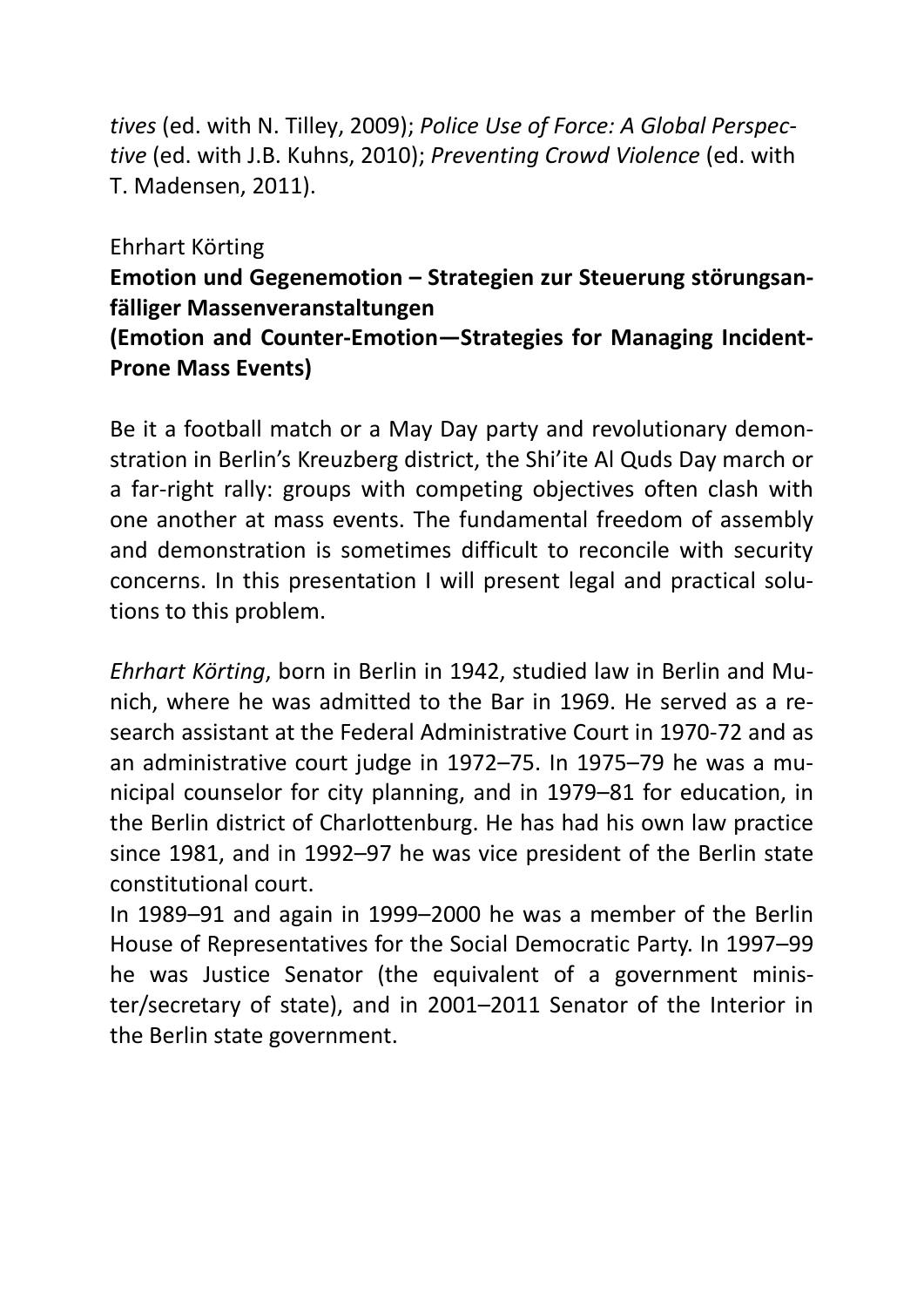*tives* (ed. with N. Tilley, 2009); *Police Use of Force: A Global Perspective* (ed. with J.B. Kuhns, 2010); *Preventing Crowd Violence* (ed. with T. Madensen, 2011).

Ehrhart Körting

**Emotion und Gegenemotion – Strategien zur Steuerung störungsanfälliger Massenveranstaltungen**
**(Emotion and Counter-Emotion—Strategies for Managing Incident-Prone Mass Events)**

Be it a football match or a May Day party and revolutionary demonstration in Berlin's Kreuzberg district, the Shi'ite Al Quds Day march or a far-right rally: groups with competing objectives often clash with one another at mass events. The fundamental freedom of assembly and demonstration is sometimes difficult to reconcile with security concerns. In this presentation I will present legal and practical solutions to this problem.

*Ehrhart Körting*, born in Berlin in 1942, studied law in Berlin and Munich, where he was admitted to the Bar in 1969. He served as a research assistant at the Federal Administrative Court in 1970-72 and as an administrative court judge in 1972–75. In 1975–79 he was a municipal counselor for city planning, and in 1979–81 for education, in the Berlin district of Charlottenburg. He has had his own law practice since 1981, and in 1992–97 he was vice president of the Berlin state constitutional court.

In 1989–91 and again in 1999–2000 he was a member of the Berlin House of Representatives for the Social Democratic Party. In 1997–99 he was Justice Senator (the equivalent of a government minister/secretary of state), and in 2001–2011 Senator of the Interior in the Berlin state government.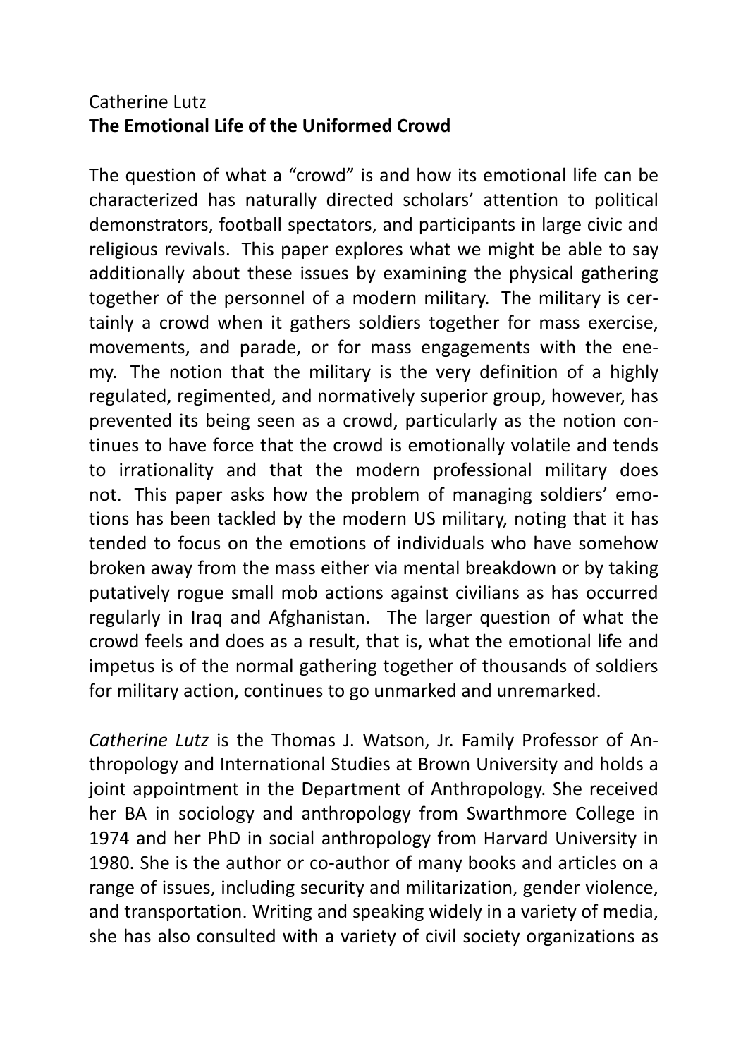Catherine Lutz
**The Emotional Life of the Uniformed Crowd**

The question of what a "crowd" is and how its emotional life can be characterized has naturally directed scholars' attention to political demonstrators, football spectators, and participants in large civic and religious revivals. This paper explores what we might be able to say additionally about these issues by examining the physical gathering together of the personnel of a modern military. The military is certainly a crowd when it gathers soldiers together for mass exercise, movements, and parade, or for mass engagements with the enemy. The notion that the military is the very definition of a highly regulated, regimented, and normatively superior group, however, has prevented its being seen as a crowd, particularly as the notion continues to have force that the crowd is emotionally volatile and tends to irrationality and that the modern professional military does not. This paper asks how the problem of managing soldiers' emotions has been tackled by the modern US military, noting that it has tended to focus on the emotions of individuals who have somehow broken away from the mass either via mental breakdown or by taking putatively rogue small mob actions against civilians as has occurred regularly in Iraq and Afghanistan. The larger question of what the crowd feels and does as a result, that is, what the emotional life and impetus is of the normal gathering together of thousands of soldiers for military action, continues to go unmarked and unremarked.

*Catherine Lutz* is the Thomas J. Watson, Jr. Family Professor of Anthropology and International Studies at Brown University and holds a joint appointment in the Department of Anthropology. She received her BA in sociology and anthropology from Swarthmore College in 1974 and her PhD in social anthropology from Harvard University in 1980. She is the author or co-author of many books and articles on a range of issues, including security and militarization, gender violence, and transportation. Writing and speaking widely in a variety of media, she has also consulted with a variety of civil society organizations as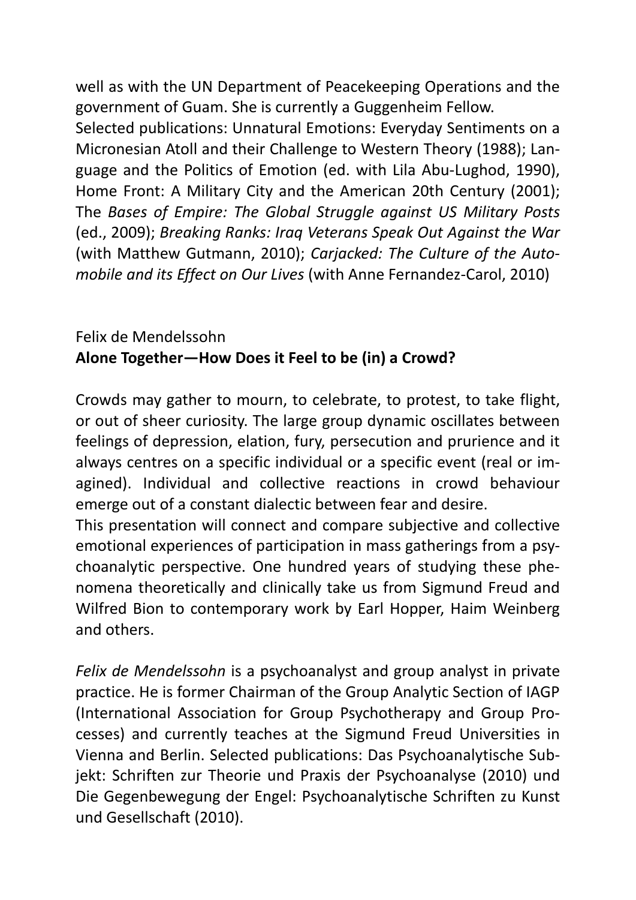well as with the UN Department of Peacekeeping Operations and the government of Guam. She is currently a Guggenheim Fellow.
Selected publications: Unnatural Emotions: Everyday Sentiments on a Micronesian Atoll and their Challenge to Western Theory (1988); Language and the Politics of Emotion (ed. with Lila Abu-Lughod, 1990), Home Front: A Military City and the American 20th Century (2001); The *Bases of Empire: The Global Struggle against US Military Posts* (ed., 2009); *Breaking Ranks: Iraq Veterans Speak Out Against the War* (with Matthew Gutmann, 2010); *Carjacked: The Culture of the Automobile and its Effect on Our Lives* (with Anne Fernandez-Carol, 2010)

Felix de Mendelssohn
**Alone Together—How Does it Feel to be (in) a Crowd?**

Crowds may gather to mourn, to celebrate, to protest, to take flight, or out of sheer curiosity. The large group dynamic oscillates between feelings of depression, elation, fury, persecution and prurience and it always centres on a specific individual or a specific event (real or imagined). Individual and collective reactions in crowd behaviour emerge out of a constant dialectic between fear and desire.
This presentation will connect and compare subjective and collective emotional experiences of participation in mass gatherings from a psychoanalytic perspective. One hundred years of studying these phenomena theoretically and clinically take us from Sigmund Freud and Wilfred Bion to contemporary work by Earl Hopper, Haim Weinberg and others.

*Felix de Mendelssohn* is a psychoanalyst and group analyst in private practice. He is former Chairman of the Group Analytic Section of IAGP (International Association for Group Psychotherapy and Group Processes) and currently teaches at the Sigmund Freud Universities in Vienna and Berlin. Selected publications: Das Psychoanalytische Subjekt: Schriften zur Theorie und Praxis der Psychoanalyse (2010) und Die Gegenbewegung der Engel: Psychoanalytische Schriften zu Kunst und Gesellschaft (2010).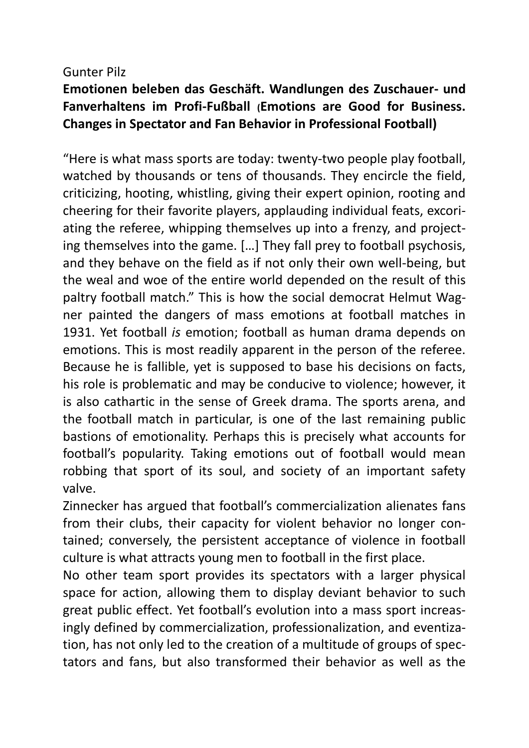Gunter Pilz

**Emotionen beleben das Geschäft. Wandlungen des Zuschauer- und Fanverhaltens im Profi-Fußball (Emotions are Good for Business. Changes in Spectator and Fan Behavior in Professional Football)**

"Here is what mass sports are today: twenty-two people play football, watched by thousands or tens of thousands. They encircle the field, criticizing, hooting, whistling, giving their expert opinion, rooting and cheering for their favorite players, applauding individual feats, excoriating the referee, whipping themselves up into a frenzy, and projecting themselves into the game. […] They fall prey to football psychosis, and they behave on the field as if not only their own well-being, but the weal and woe of the entire world depended on the result of this paltry football match." This is how the social democrat Helmut Wagner painted the dangers of mass emotions at football matches in 1931. Yet football *is* emotion; football as human drama depends on emotions. This is most readily apparent in the person of the referee. Because he is fallible, yet is supposed to base his decisions on facts, his role is problematic and may be conducive to violence; however, it is also cathartic in the sense of Greek drama. The sports arena, and the football match in particular, is one of the last remaining public bastions of emotionality. Perhaps this is precisely what accounts for football's popularity. Taking emotions out of football would mean robbing that sport of its soul, and society of an important safety valve.

Zinnecker has argued that football's commercialization alienates fans from their clubs, their capacity for violent behavior no longer contained; conversely, the persistent acceptance of violence in football culture is what attracts young men to football in the first place.

No other team sport provides its spectators with a larger physical space for action, allowing them to display deviant behavior to such great public effect. Yet football's evolution into a mass sport increasingly defined by commercialization, professionalization, and eventization, has not only led to the creation of a multitude of groups of spectators and fans, but also transformed their behavior as well as the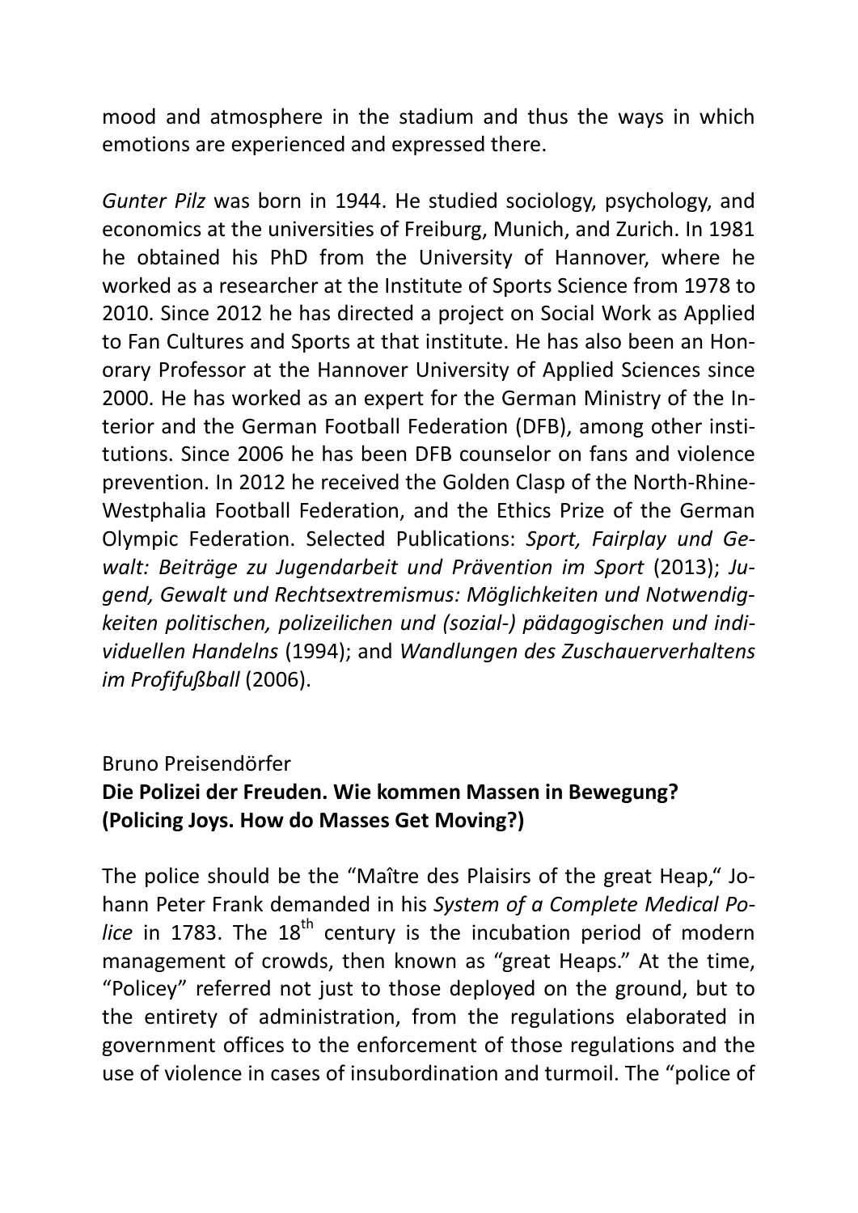mood and atmosphere in the stadium and thus the ways in which emotions are experienced and expressed there.

*Gunter Pilz* was born in 1944. He studied sociology, psychology, and economics at the universities of Freiburg, Munich, and Zurich. In 1981 he obtained his PhD from the University of Hannover, where he worked as a researcher at the Institute of Sports Science from 1978 to 2010. Since 2012 he has directed a project on Social Work as Applied to Fan Cultures and Sports at that institute. He has also been an Honorary Professor at the Hannover University of Applied Sciences since 2000. He has worked as an expert for the German Ministry of the Interior and the German Football Federation (DFB), among other institutions. Since 2006 he has been DFB counselor on fans and violence prevention. In 2012 he received the Golden Clasp of the North-Rhine-Westphalia Football Federation, and the Ethics Prize of the German Olympic Federation. Selected Publications: *Sport, Fairplay und Gewalt: Beiträge zu Jugendarbeit und Prävention im Sport* (2013); *Jugend, Gewalt und Rechtsextremismus: Möglichkeiten und Notwendigkeiten politischen, polizeilichen und (sozial-) pädagogischen und individuellen Handelns* (1994); and *Wandlungen des Zuschauerverhaltens im Profifußball* (2006).

Bruno Preisendörfer

**Die Polizei der Freuden. Wie kommen Massen in Bewegung? (Policing Joys. How do Masses Get Moving?)**

The police should be the "Maître des Plaisirs of the great Heap," Johann Peter Frank demanded in his *System of a Complete Medical Police* in 1783. The 18th century is the incubation period of modern management of crowds, then known as "great Heaps." At the time, "Policey" referred not just to those deployed on the ground, but to the entirety of administration, from the regulations elaborated in government offices to the enforcement of those regulations and the use of violence in cases of insubordination and turmoil. The "police of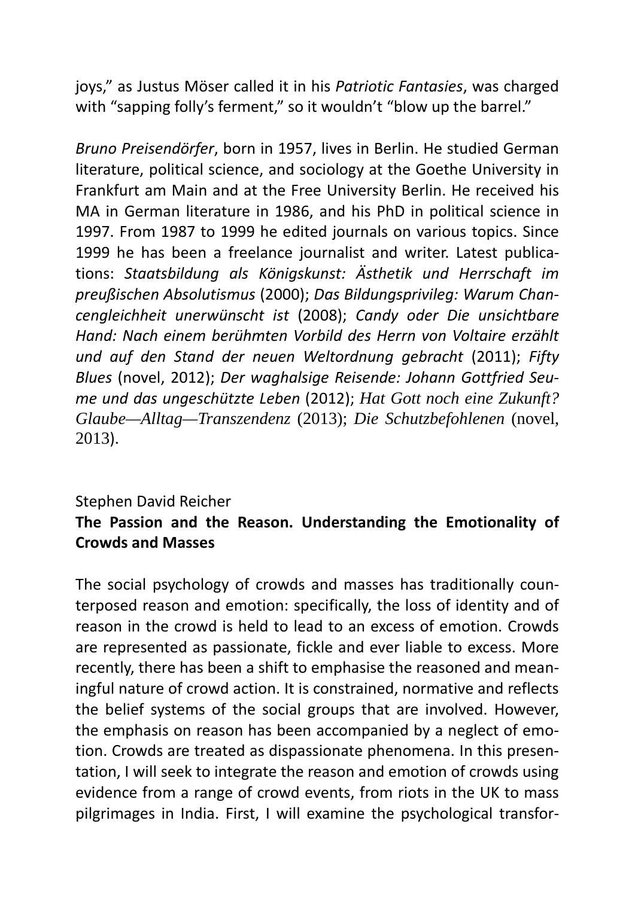joys," as Justus Möser called it in his *Patriotic Fantasies*, was charged with "sapping folly's ferment," so it wouldn't "blow up the barrel."

*Bruno Preisendörfer*, born in 1957, lives in Berlin. He studied German literature, political science, and sociology at the Goethe University in Frankfurt am Main and at the Free University Berlin. He received his MA in German literature in 1986, and his PhD in political science in 1997. From 1987 to 1999 he edited journals on various topics. Since 1999 he has been a freelance journalist and writer. Latest publications: *Staatsbildung als Königskunst: Ästhetik und Herrschaft im preußischen Absolutismus* (2000); *Das Bildungsprivileg: Warum Chancengleichheit unerwünscht ist* (2008); *Candy oder Die unsichtbare Hand: Nach einem berühmten Vorbild des Herrn von Voltaire erzählt und auf den Stand der neuen Weltordnung gebracht* (2011); *Fifty Blues* (novel, 2012); *Der waghalsige Reisende: Johann Gottfried Seume und das ungeschützte Leben* (2012); *Hat Gott noch eine Zukunft? Glaube—Alltag—Transzendenz* (2013); *Die Schutzbefohlenen* (novel, 2013).

Stephen David Reicher

**The Passion and the Reason. Understanding the Emotionality of Crowds and Masses**

The social psychology of crowds and masses has traditionally counterposed reason and emotion: specifically, the loss of identity and of reason in the crowd is held to lead to an excess of emotion. Crowds are represented as passionate, fickle and ever liable to excess. More recently, there has been a shift to emphasise the reasoned and meaningful nature of crowd action. It is constrained, normative and reflects the belief systems of the social groups that are involved. However, the emphasis on reason has been accompanied by a neglect of emotion. Crowds are treated as dispassionate phenomena. In this presentation, I will seek to integrate the reason and emotion of crowds using evidence from a range of crowd events, from riots in the UK to mass pilgrimages in India. First, I will examine the psychological transfor-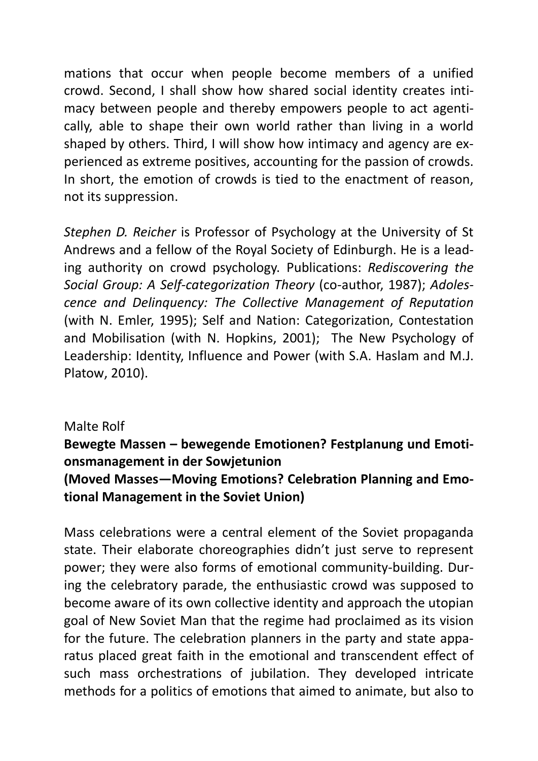mations that occur when people become members of a unified crowd. Second, I shall show how shared social identity creates intimacy between people and thereby empowers people to act agentically, able to shape their own world rather than living in a world shaped by others. Third, I will show how intimacy and agency are experienced as extreme positives, accounting for the passion of crowds. In short, the emotion of crowds is tied to the enactment of reason, not its suppression.

*Stephen D. Reicher* is Professor of Psychology at the University of St Andrews and a fellow of the Royal Society of Edinburgh. He is a leading authority on crowd psychology. Publications: *Rediscovering the Social Group: A Self-categorization Theory* (co-author, 1987); *Adolescence and Delinquency: The Collective Management of Reputation* (with N. Emler, 1995); Self and Nation: Categorization, Contestation and Mobilisation (with N. Hopkins, 2001); The New Psychology of Leadership: Identity, Influence and Power (with S.A. Haslam and M.J. Platow, 2010).

Malte Rolf

**Bewegte Massen – bewegende Emotionen? Festplanung und Emotionsmanagement in der Sowjetunion**
**(Moved Masses—Moving Emotions? Celebration Planning and Emotional Management in the Soviet Union)**

Mass celebrations were a central element of the Soviet propaganda state. Their elaborate choreographies didn't just serve to represent power; they were also forms of emotional community-building. During the celebratory parade, the enthusiastic crowd was supposed to become aware of its own collective identity and approach the utopian goal of New Soviet Man that the regime had proclaimed as its vision for the future. The celebration planners in the party and state apparatus placed great faith in the emotional and transcendent effect of such mass orchestrations of jubilation. They developed intricate methods for a politics of emotions that aimed to animate, but also to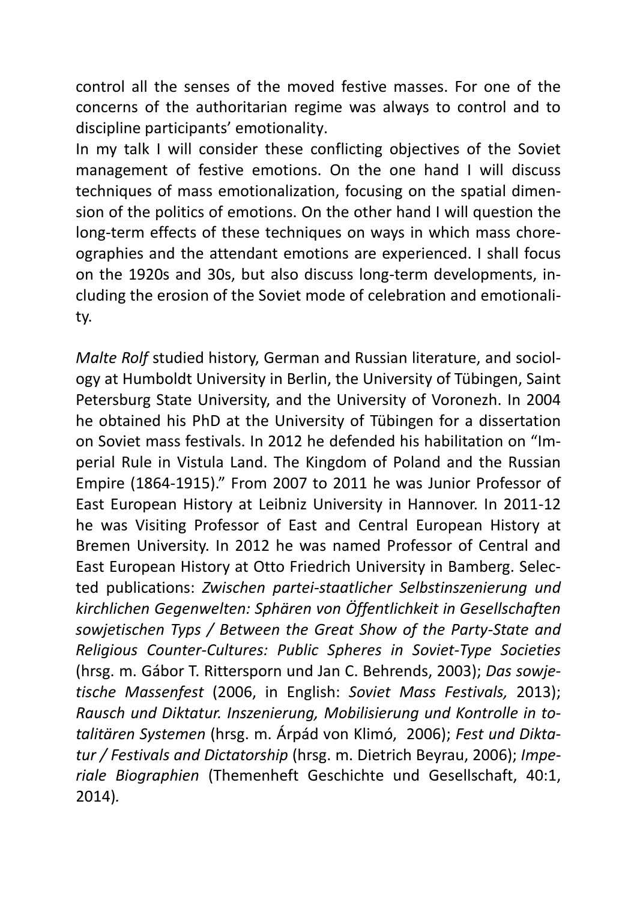control all the senses of the moved festive masses. For one of the concerns of the authoritarian regime was always to control and to discipline participants' emotionality.

In my talk I will consider these conflicting objectives of the Soviet management of festive emotions. On the one hand I will discuss techniques of mass emotionalization, focusing on the spatial dimension of the politics of emotions. On the other hand I will question the long-term effects of these techniques on ways in which mass choreographies and the attendant emotions are experienced. I shall focus on the 1920s and 30s, but also discuss long-term developments, including the erosion of the Soviet mode of celebration and emotionality.

*Malte Rolf* studied history, German and Russian literature, and sociology at Humboldt University in Berlin, the University of Tübingen, Saint Petersburg State University, and the University of Voronezh. In 2004 he obtained his PhD at the University of Tübingen for a dissertation on Soviet mass festivals. In 2012 he defended his habilitation on "Imperial Rule in Vistula Land. The Kingdom of Poland and the Russian Empire (1864-1915)." From 2007 to 2011 he was Junior Professor of East European History at Leibniz University in Hannover. In 2011-12 he was Visiting Professor of East and Central European History at Bremen University. In 2012 he was named Professor of Central and East European History at Otto Friedrich University in Bamberg. Selected publications: *Zwischen partei-staatlicher Selbstinszenierung und kirchlichen Gegenwelten: Sphären von Öffentlichkeit in Gesellschaften sowjetischen Typs / Between the Great Show of the Party-State and Religious Counter-Cultures: Public Spheres in Soviet-Type Societies* (hrsg. m. Gábor T. Rittersporn und Jan C. Behrends, 2003); *Das sowjetische Massenfest* (2006, in English: *Soviet Mass Festivals,* 2013); *Rausch und Diktatur. Inszenierung, Mobilisierung und Kontrolle in totalitären Systemen* (hrsg. m. Árpád von Klimó, 2006); *Fest und Diktatur / Festivals and Dictatorship* (hrsg. m. Dietrich Beyrau, 2006); *Imperiale Biographien* (Themenheft Geschichte und Gesellschaft, 40:1, 2014).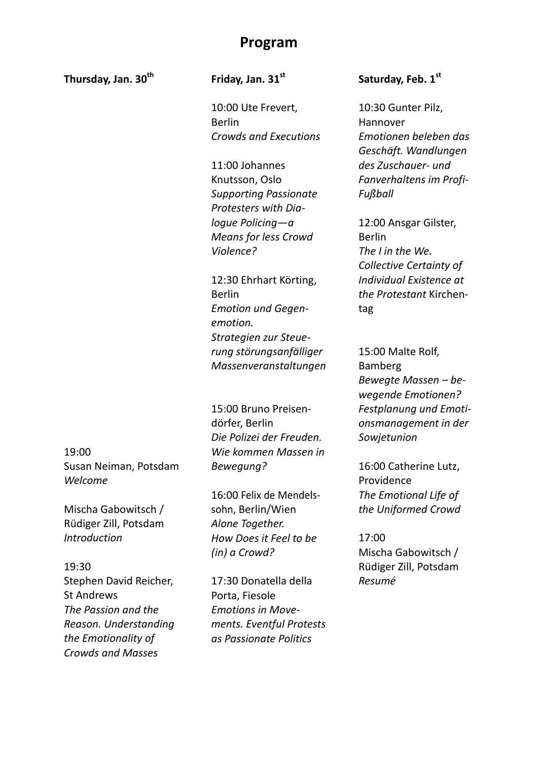# Program

## Thursday, Jan. 30th

19:00
Susan Neiman, Potsdam
*Welcome*

Mischa Gabowitsch / Rüdiger Zill, Potsdam
*Introduction*

19:30
Stephen David Reicher, St Andrews
*The Passion and the Reason. Understanding the Emotionality of Crowds and Masses*

## Friday, Jan. 31st

10:00 Ute Frevert, Berlin
*Crowds and Executions*

11:00 Johannes Knutsson, Oslo
*Supporting Passionate Protesters with Dialogue Policing—a Means for less Crowd Violence?*

12:30 Ehrhart Körting, Berlin
*Emotion und Gegenemotion. Strategien zur Steuerung störungsanfälliger Massenveranstaltungen*

15:00 Bruno Preisendörfer, Berlin
*Die Polizei der Freuden. Wie kommen Massen in Bewegung?*

16:00 Felix de Mendelssohn, Berlin/Wien
*Alone Together. How Does it Feel to be (in) a Crowd?*

17:30 Donatella della Porta, Fiesole
*Emotions in Movements. Eventful Protests as Passionate Politics*

## Saturday, Feb. 1st

10:30 Gunter Pilz, Hannover
*Emotionen beleben das Geschäft. Wandlungen des Zuschauer- und Fanverhaltens im Profi-Fußball*

12:00 Ansgar Gilster, Berlin
*The I in the We. Collective Certainty of Individual Existence at the Protestant* Kirchentag

15:00 Malte Rolf, Bamberg
*Bewegte Massen – bewegende Emotionen? Festplanung und Emotionsmanagement in der Sowjetunion*

16:00 Catherine Lutz, Providence
*The Emotional Life of the Uniformed Crowd*

17:00
Mischa Gabowitsch / Rüdiger Zill, Potsdam
*Resumé*